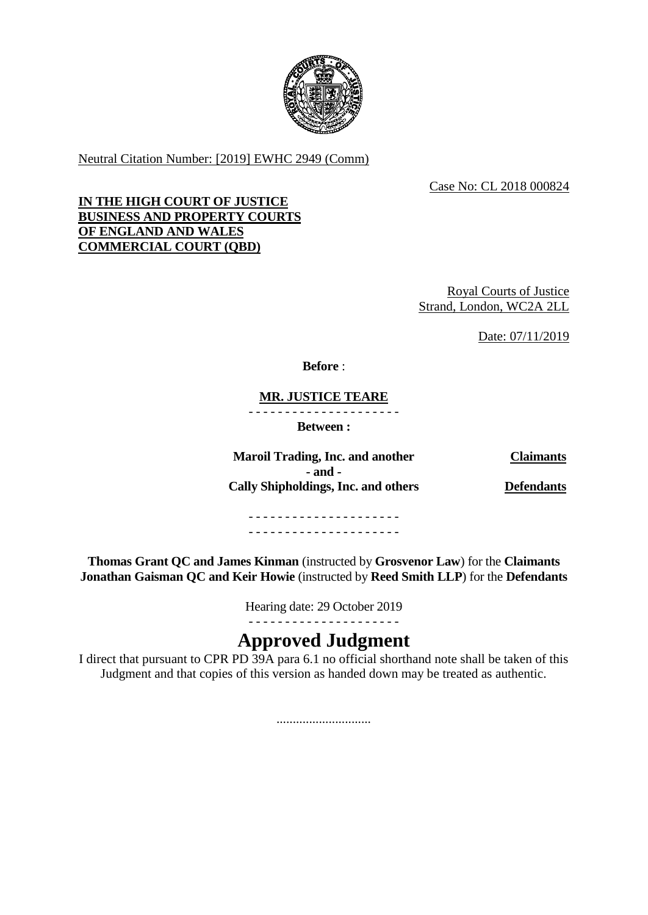Neutral Citation Number: [2019] EWHC 2949 (Comm)

Case No: CL 2018 000824

**IN THE HIGH COURT OF JUSTICE**
**BUSINESS AND PROPERTY COURTS**
**OF ENGLAND AND WALES**
**COMMERCIAL COURT (QBD)**

Royal Courts of Justice
Strand, London, WC2A 2LL

Date: 07/11/2019

**Before** :

**MR. JUSTICE TEARE**

- - - - - - - - - - - - - - - - - - - - -

**Between :**

| | |
|---|---|
| **Maroil Trading, Inc. and another** | **Claimants** |
| **- and -** | |
| **Cally Shipholdings, Inc. and others** | **Defendants** |

- - - - - - - - - - - - - - - - - - - - -
- - - - - - - - - - - - - - - - - - - - -

**Thomas Grant QC and James Kinman** (instructed by **Grosvenor Law**) for the **Claimants**
**Jonathan Gaisman QC and Keir Howie** (instructed by **Reed Smith LLP**) for the **Defendants**

Hearing date: 29 October 2019

- - - - - - - - - - - - - - - - - - - - -

# Approved Judgment

I direct that pursuant to CPR PD 39A para 6.1 no official shorthand note shall be taken of this Judgment and that copies of this version as handed down may be treated as authentic.

.............................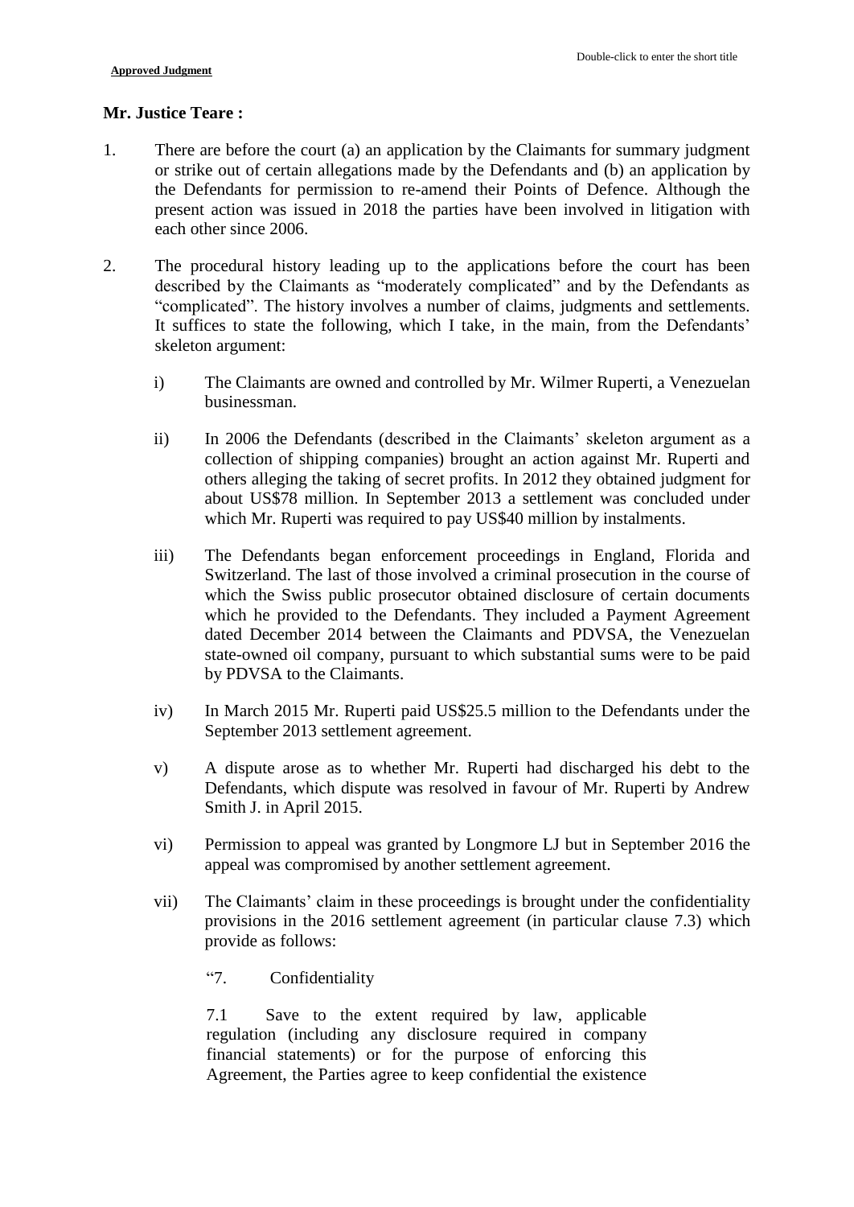**Mr. Justice Teare :**

1. There are before the court (a) an application by the Claimants for summary judgment or strike out of certain allegations made by the Defendants and (b) an application by the Defendants for permission to re-amend their Points of Defence. Although the present action was issued in 2018 the parties have been involved in litigation with each other since 2006.

2. The procedural history leading up to the applications before the court has been described by the Claimants as "moderately complicated" and by the Defendants as "complicated". The history involves a number of claims, judgments and settlements. It suffices to state the following, which I take, in the main, from the Defendants' skeleton argument:

   i) The Claimants are owned and controlled by Mr. Wilmer Ruperti, a Venezuelan businessman.

   ii) In 2006 the Defendants (described in the Claimants' skeleton argument as a collection of shipping companies) brought an action against Mr. Ruperti and others alleging the taking of secret profits. In 2012 they obtained judgment for about US$78 million. In September 2013 a settlement was concluded under which Mr. Ruperti was required to pay US$40 million by instalments.

   iii) The Defendants began enforcement proceedings in England, Florida and Switzerland. The last of those involved a criminal prosecution in the course of which the Swiss public prosecutor obtained disclosure of certain documents which he provided to the Defendants. They included a Payment Agreement dated December 2014 between the Claimants and PDVSA, the Venezuelan state-owned oil company, pursuant to which substantial sums were to be paid by PDVSA to the Claimants.

   iv) In March 2015 Mr. Ruperti paid US$25.5 million to the Defendants under the September 2013 settlement agreement.

   v) A dispute arose as to whether Mr. Ruperti had discharged his debt to the Defendants, which dispute was resolved in favour of Mr. Ruperti by Andrew Smith J. in April 2015.

   vi) Permission to appeal was granted by Longmore LJ but in September 2016 the appeal was compromised by another settlement agreement.

   vii) The Claimants' claim in these proceedings is brought under the confidentiality provisions in the 2016 settlement agreement (in particular clause 7.3) which provide as follows:

      "7. Confidentiality

      7.1 Save to the extent required by law, applicable regulation (including any disclosure required in company financial statements) or for the purpose of enforcing this Agreement, the Parties agree to keep confidential the existence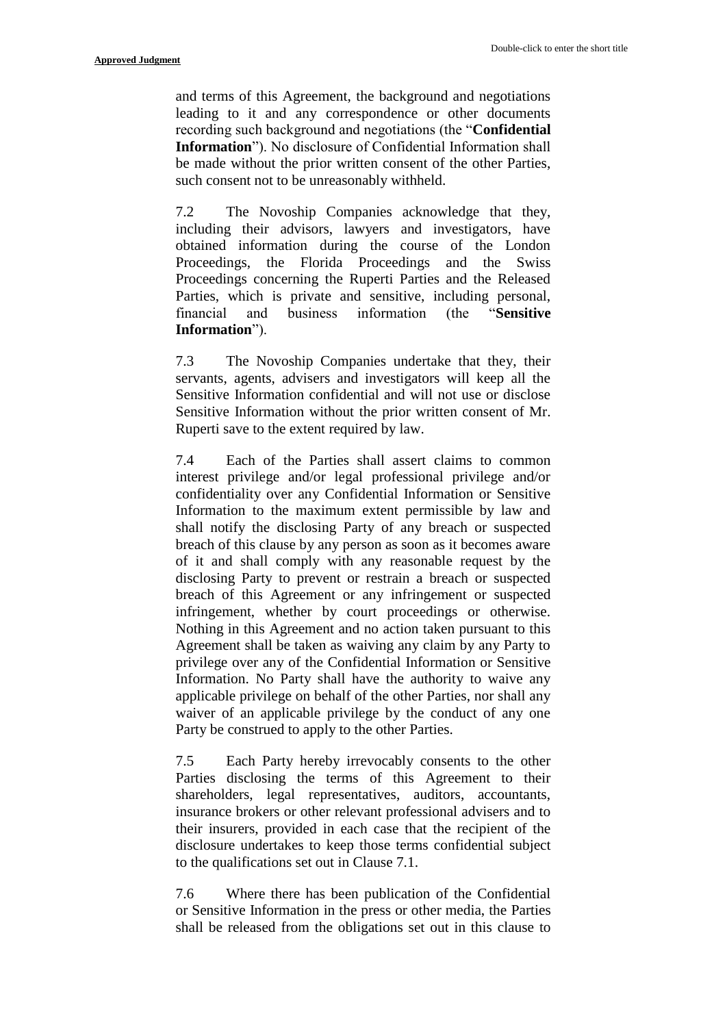and terms of this Agreement, the background and negotiations leading to it and any correspondence or other documents recording such background and negotiations (the "**Confidential Information**"). No disclosure of Confidential Information shall be made without the prior written consent of the other Parties, such consent not to be unreasonably withheld.

7.2 The Novoship Companies acknowledge that they, including their advisors, lawyers and investigators, have obtained information during the course of the London Proceedings, the Florida Proceedings and the Swiss Proceedings concerning the Ruperti Parties and the Released Parties, which is private and sensitive, including personal, financial and business information (the "**Sensitive Information**").

7.3 The Novoship Companies undertake that they, their servants, agents, advisers and investigators will keep all the Sensitive Information confidential and will not use or disclose Sensitive Information without the prior written consent of Mr. Ruperti save to the extent required by law.

7.4 Each of the Parties shall assert claims to common interest privilege and/or legal professional privilege and/or confidentiality over any Confidential Information or Sensitive Information to the maximum extent permissible by law and shall notify the disclosing Party of any breach or suspected breach of this clause by any person as soon as it becomes aware of it and shall comply with any reasonable request by the disclosing Party to prevent or restrain a breach or suspected breach of this Agreement or any infringement or suspected infringement, whether by court proceedings or otherwise. Nothing in this Agreement and no action taken pursuant to this Agreement shall be taken as waiving any claim by any Party to privilege over any of the Confidential Information or Sensitive Information. No Party shall have the authority to waive any applicable privilege on behalf of the other Parties, nor shall any waiver of an applicable privilege by the conduct of any one Party be construed to apply to the other Parties.

7.5 Each Party hereby irrevocably consents to the other Parties disclosing the terms of this Agreement to their shareholders, legal representatives, auditors, accountants, insurance brokers or other relevant professional advisers and to their insurers, provided in each case that the recipient of the disclosure undertakes to keep those terms confidential subject to the qualifications set out in Clause 7.1.

7.6 Where there has been publication of the Confidential or Sensitive Information in the press or other media, the Parties shall be released from the obligations set out in this clause to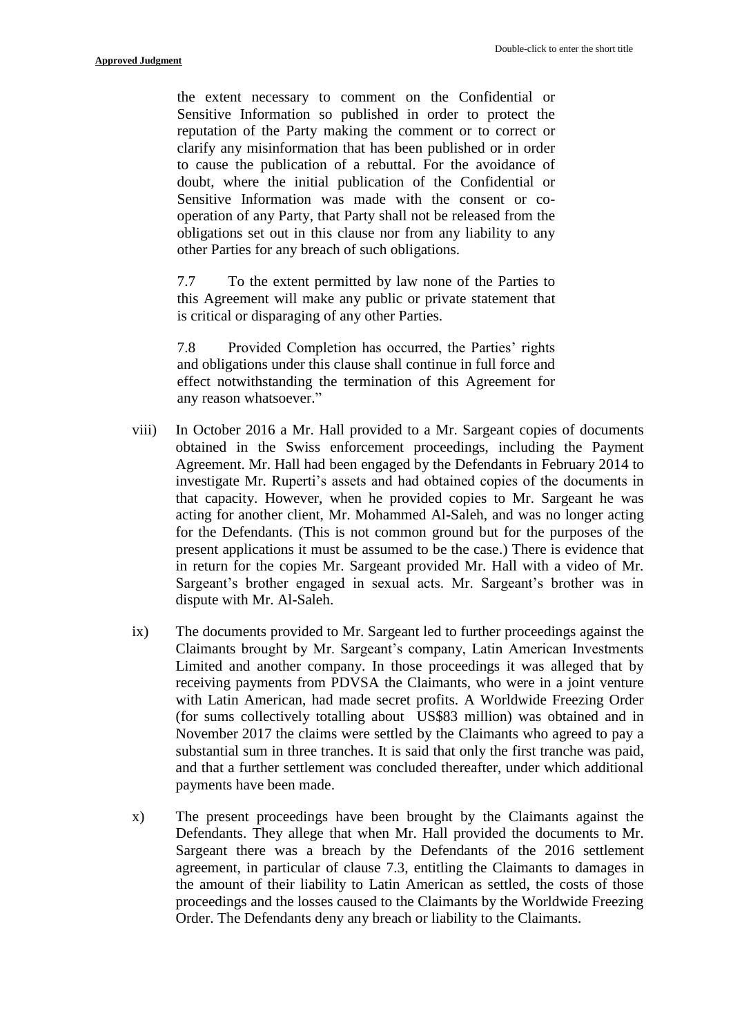the extent necessary to comment on the Confidential or Sensitive Information so published in order to protect the reputation of the Party making the comment or to correct or clarify any misinformation that has been published or in order to cause the publication of a rebuttal. For the avoidance of doubt, where the initial publication of the Confidential or Sensitive Information was made with the consent or co-operation of any Party, that Party shall not be released from the obligations set out in this clause nor from any liability to any other Parties for any breach of such obligations.

7.7 To the extent permitted by law none of the Parties to this Agreement will make any public or private statement that is critical or disparaging of any other Parties.

7.8 Provided Completion has occurred, the Parties' rights and obligations under this clause shall continue in full force and effect notwithstanding the termination of this Agreement for any reason whatsoever."

viii) In October 2016 a Mr. Hall provided to a Mr. Sargeant copies of documents obtained in the Swiss enforcement proceedings, including the Payment Agreement. Mr. Hall had been engaged by the Defendants in February 2014 to investigate Mr. Ruperti's assets and had obtained copies of the documents in that capacity. However, when he provided copies to Mr. Sargeant he was acting for another client, Mr. Mohammed Al-Saleh, and was no longer acting for the Defendants. (This is not common ground but for the purposes of the present applications it must be assumed to be the case.) There is evidence that in return for the copies Mr. Sargeant provided Mr. Hall with a video of Mr. Sargeant's brother engaged in sexual acts. Mr. Sargeant's brother was in dispute with Mr. Al-Saleh.

ix) The documents provided to Mr. Sargeant led to further proceedings against the Claimants brought by Mr. Sargeant's company, Latin American Investments Limited and another company. In those proceedings it was alleged that by receiving payments from PDVSA the Claimants, who were in a joint venture with Latin American, had made secret profits. A Worldwide Freezing Order (for sums collectively totalling about US$83 million) was obtained and in November 2017 the claims were settled by the Claimants who agreed to pay a substantial sum in three tranches. It is said that only the first tranche was paid, and that a further settlement was concluded thereafter, under which additional payments have been made.

x) The present proceedings have been brought by the Claimants against the Defendants. They allege that when Mr. Hall provided the documents to Mr. Sargeant there was a breach by the Defendants of the 2016 settlement agreement, in particular of clause 7.3, entitling the Claimants to damages in the amount of their liability to Latin American as settled, the costs of those proceedings and the losses caused to the Claimants by the Worldwide Freezing Order. The Defendants deny any breach or liability to the Claimants.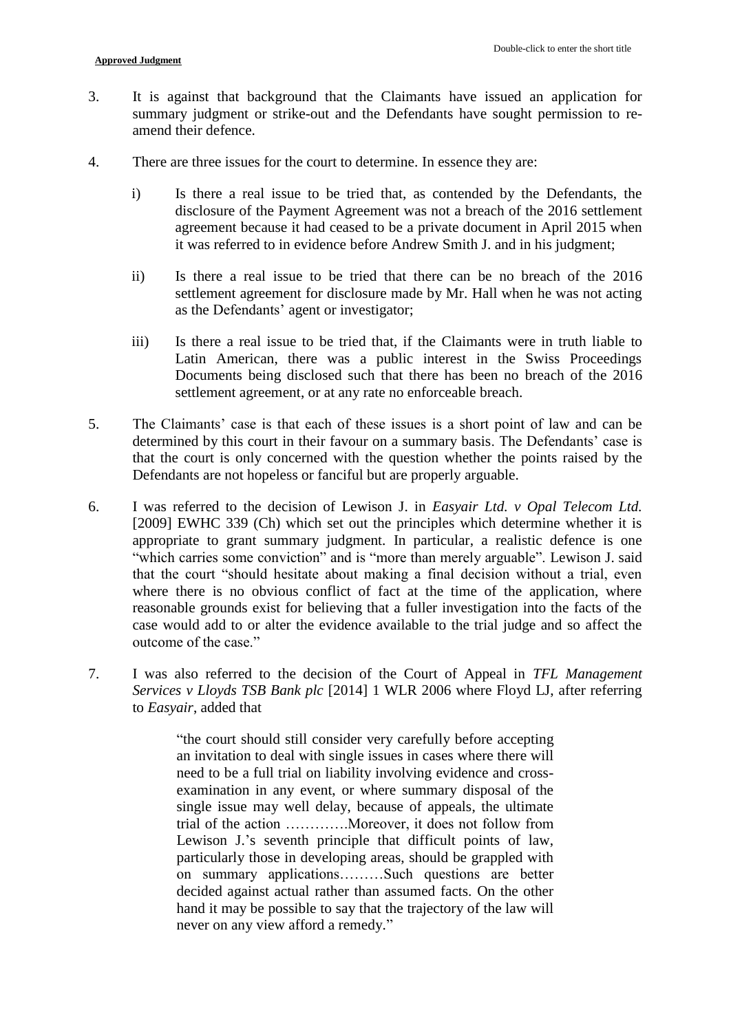3. It is against that background that the Claimants have issued an application for summary judgment or strike-out and the Defendants have sought permission to re-amend their defence.

4. There are three issues for the court to determine. In essence they are:

   i) Is there a real issue to be tried that, as contended by the Defendants, the disclosure of the Payment Agreement was not a breach of the 2016 settlement agreement because it had ceased to be a private document in April 2015 when it was referred to in evidence before Andrew Smith J. and in his judgment;

   ii) Is there a real issue to be tried that there can be no breach of the 2016 settlement agreement for disclosure made by Mr. Hall when he was not acting as the Defendants' agent or investigator;

   iii) Is there a real issue to be tried that, if the Claimants were in truth liable to Latin American, there was a public interest in the Swiss Proceedings Documents being disclosed such that there has been no breach of the 2016 settlement agreement, or at any rate no enforceable breach.

5. The Claimants' case is that each of these issues is a short point of law and can be determined by this court in their favour on a summary basis. The Defendants' case is that the court is only concerned with the question whether the points raised by the Defendants are not hopeless or fanciful but are properly arguable.

6. I was referred to the decision of Lewison J. in *Easyair Ltd. v Opal Telecom Ltd.* [2009] EWHC 339 (Ch) which set out the principles which determine whether it is appropriate to grant summary judgment. In particular, a realistic defence is one "which carries some conviction" and is "more than merely arguable". Lewison J. said that the court "should hesitate about making a final decision without a trial, even where there is no obvious conflict of fact at the time of the application, where reasonable grounds exist for believing that a fuller investigation into the facts of the case would add to or alter the evidence available to the trial judge and so affect the outcome of the case."

7. I was also referred to the decision of the Court of Appeal in *TFL Management Services v Lloyds TSB Bank plc* [2014] 1 WLR 2006 where Floyd LJ, after referring to *Easyair*, added that

> "the court should still consider very carefully before accepting an invitation to deal with single issues in cases where there will need to be a full trial on liability involving evidence and cross-examination in any event, or where summary disposal of the single issue may well delay, because of appeals, the ultimate trial of the action ………….Moreover, it does not follow from Lewison J.'s seventh principle that difficult points of law, particularly those in developing areas, should be grappled with on summary applications………Such questions are better decided against actual rather than assumed facts. On the other hand it may be possible to say that the trajectory of the law will never on any view afford a remedy."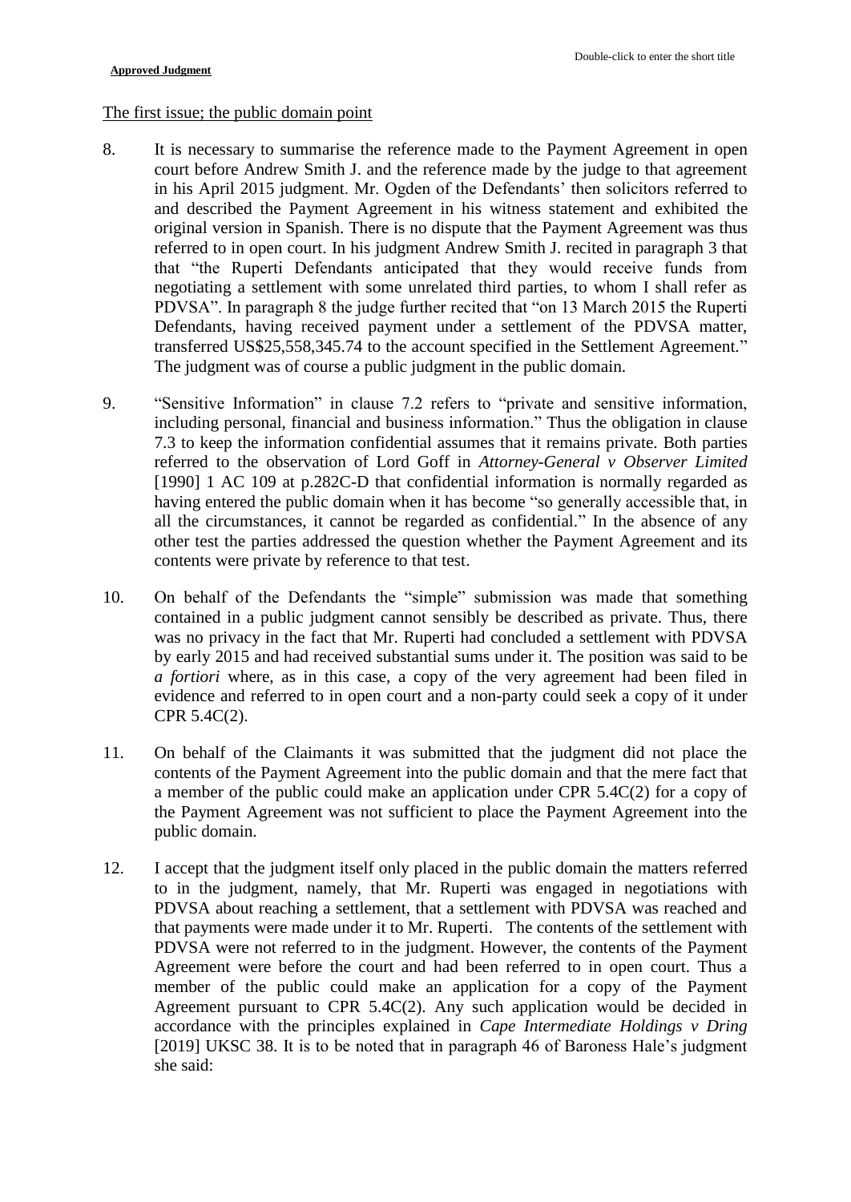The first issue; the public domain point

8. It is necessary to summarise the reference made to the Payment Agreement in open court before Andrew Smith J. and the reference made by the judge to that agreement in his April 2015 judgment. Mr. Ogden of the Defendants' then solicitors referred to and described the Payment Agreement in his witness statement and exhibited the original version in Spanish. There is no dispute that the Payment Agreement was thus referred to in open court. In his judgment Andrew Smith J. recited in paragraph 3 that that "the Ruperti Defendants anticipated that they would receive funds from negotiating a settlement with some unrelated third parties, to whom I shall refer as PDVSA". In paragraph 8 the judge further recited that "on 13 March 2015 the Ruperti Defendants, having received payment under a settlement of the PDVSA matter, transferred US$25,558,345.74 to the account specified in the Settlement Agreement." The judgment was of course a public judgment in the public domain.

9. "Sensitive Information" in clause 7.2 refers to "private and sensitive information, including personal, financial and business information." Thus the obligation in clause 7.3 to keep the information confidential assumes that it remains private. Both parties referred to the observation of Lord Goff in *Attorney-General v Observer Limited* [1990] 1 AC 109 at p.282C-D that confidential information is normally regarded as having entered the public domain when it has become "so generally accessible that, in all the circumstances, it cannot be regarded as confidential." In the absence of any other test the parties addressed the question whether the Payment Agreement and its contents were private by reference to that test.

10. On behalf of the Defendants the "simple" submission was made that something contained in a public judgment cannot sensibly be described as private. Thus, there was no privacy in the fact that Mr. Ruperti had concluded a settlement with PDVSA by early 2015 and had received substantial sums under it. The position was said to be *a fortiori* where, as in this case, a copy of the very agreement had been filed in evidence and referred to in open court and a non-party could seek a copy of it under CPR 5.4C(2).

11. On behalf of the Claimants it was submitted that the judgment did not place the contents of the Payment Agreement into the public domain and that the mere fact that a member of the public could make an application under CPR 5.4C(2) for a copy of the Payment Agreement was not sufficient to place the Payment Agreement into the public domain.

12. I accept that the judgment itself only placed in the public domain the matters referred to in the judgment, namely, that Mr. Ruperti was engaged in negotiations with PDVSA about reaching a settlement, that a settlement with PDVSA was reached and that payments were made under it to Mr. Ruperti. The contents of the settlement with PDVSA were not referred to in the judgment. However, the contents of the Payment Agreement were before the court and had been referred to in open court. Thus a member of the public could make an application for a copy of the Payment Agreement pursuant to CPR 5.4C(2). Any such application would be decided in accordance with the principles explained in *Cape Intermediate Holdings v Dring* [2019] UKSC 38. It is to be noted that in paragraph 46 of Baroness Hale's judgment she said: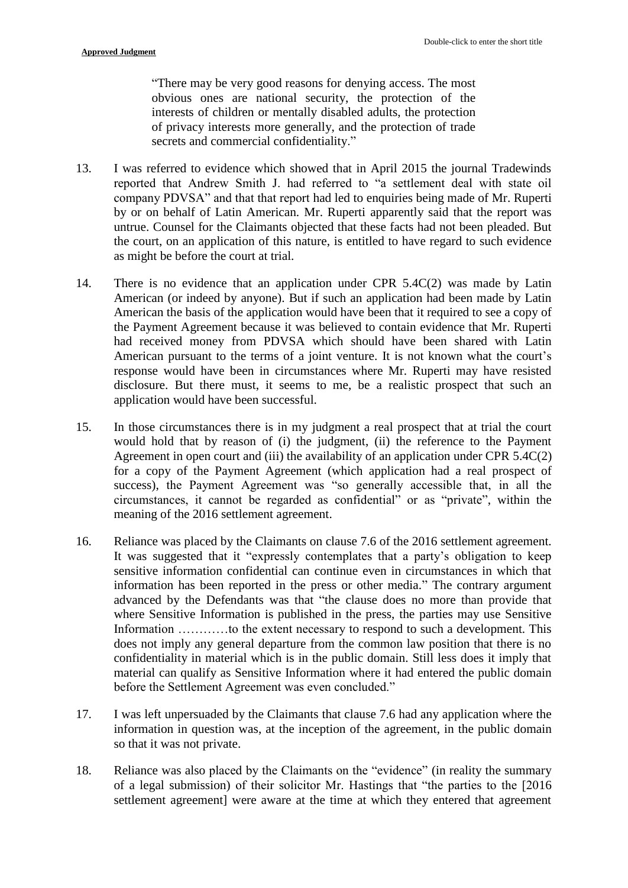> "There may be very good reasons for denying access. The most obvious ones are national security, the protection of the interests of children or mentally disabled adults, the protection of privacy interests more generally, and the protection of trade secrets and commercial confidentiality."

13. I was referred to evidence which showed that in April 2015 the journal Tradewinds reported that Andrew Smith J. had referred to "a settlement deal with state oil company PDVSA" and that that report had led to enquiries being made of Mr. Ruperti by or on behalf of Latin American. Mr. Ruperti apparently said that the report was untrue. Counsel for the Claimants objected that these facts had not been pleaded. But the court, on an application of this nature, is entitled to have regard to such evidence as might be before the court at trial.

14. There is no evidence that an application under CPR 5.4C(2) was made by Latin American (or indeed by anyone). But if such an application had been made by Latin American the basis of the application would have been that it required to see a copy of the Payment Agreement because it was believed to contain evidence that Mr. Ruperti had received money from PDVSA which should have been shared with Latin American pursuant to the terms of a joint venture. It is not known what the court's response would have been in circumstances where Mr. Ruperti may have resisted disclosure. But there must, it seems to me, be a realistic prospect that such an application would have been successful.

15. In those circumstances there is in my judgment a real prospect that at trial the court would hold that by reason of (i) the judgment, (ii) the reference to the Payment Agreement in open court and (iii) the availability of an application under CPR 5.4C(2) for a copy of the Payment Agreement (which application had a real prospect of success), the Payment Agreement was "so generally accessible that, in all the circumstances, it cannot be regarded as confidential" or as "private", within the meaning of the 2016 settlement agreement.

16. Reliance was placed by the Claimants on clause 7.6 of the 2016 settlement agreement. It was suggested that it "expressly contemplates that a party's obligation to keep sensitive information confidential can continue even in circumstances in which that information has been reported in the press or other media." The contrary argument advanced by the Defendants was that "the clause does no more than provide that where Sensitive Information is published in the press, the parties may use Sensitive Information …………to the extent necessary to respond to such a development. This does not imply any general departure from the common law position that there is no confidentiality in material which is in the public domain. Still less does it imply that material can qualify as Sensitive Information where it had entered the public domain before the Settlement Agreement was even concluded."

17. I was left unpersuaded by the Claimants that clause 7.6 had any application where the information in question was, at the inception of the agreement, in the public domain so that it was not private.

18. Reliance was also placed by the Claimants on the "evidence" (in reality the summary of a legal submission) of their solicitor Mr. Hastings that "the parties to the [2016 settlement agreement] were aware at the time at which they entered that agreement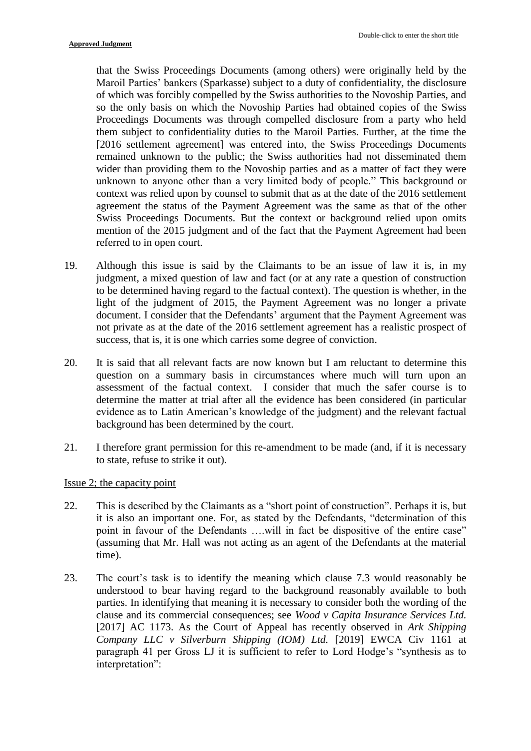that the Swiss Proceedings Documents (among others) were originally held by the Maroil Parties' bankers (Sparkasse) subject to a duty of confidentiality, the disclosure of which was forcibly compelled by the Swiss authorities to the Novoship Parties, and so the only basis on which the Novoship Parties had obtained copies of the Swiss Proceedings Documents was through compelled disclosure from a party who held them subject to confidentiality duties to the Maroil Parties. Further, at the time the [2016 settlement agreement] was entered into, the Swiss Proceedings Documents remained unknown to the public; the Swiss authorities had not disseminated them wider than providing them to the Novoship parties and as a matter of fact they were unknown to anyone other than a very limited body of people." This background or context was relied upon by counsel to submit that as at the date of the 2016 settlement agreement the status of the Payment Agreement was the same as that of the other Swiss Proceedings Documents. But the context or background relied upon omits mention of the 2015 judgment and of the fact that the Payment Agreement had been referred to in open court.

19. Although this issue is said by the Claimants to be an issue of law it is, in my judgment, a mixed question of law and fact (or at any rate a question of construction to be determined having regard to the factual context). The question is whether, in the light of the judgment of 2015, the Payment Agreement was no longer a private document. I consider that the Defendants' argument that the Payment Agreement was not private as at the date of the 2016 settlement agreement has a realistic prospect of success, that is, it is one which carries some degree of conviction.

20. It is said that all relevant facts are now known but I am reluctant to determine this question on a summary basis in circumstances where much will turn upon an assessment of the factual context. I consider that much the safer course is to determine the matter at trial after all the evidence has been considered (in particular evidence as to Latin American's knowledge of the judgment) and the relevant factual background has been determined by the court.

21. I therefore grant permission for this re-amendment to be made (and, if it is necessary to state, refuse to strike it out).

Issue 2; the capacity point

22. This is described by the Claimants as a "short point of construction". Perhaps it is, but it is also an important one. For, as stated by the Defendants, "determination of this point in favour of the Defendants ….will in fact be dispositive of the entire case" (assuming that Mr. Hall was not acting as an agent of the Defendants at the material time).

23. The court's task is to identify the meaning which clause 7.3 would reasonably be understood to bear having regard to the background reasonably available to both parties. In identifying that meaning it is necessary to consider both the wording of the clause and its commercial consequences; see *Wood v Capita Insurance Services Ltd.* [2017] AC 1173. As the Court of Appeal has recently observed in *Ark Shipping Company LLC v Silverburn Shipping (IOM) Ltd.* [2019] EWCA Civ 1161 at paragraph 41 per Gross LJ it is sufficient to refer to Lord Hodge's "synthesis as to interpretation":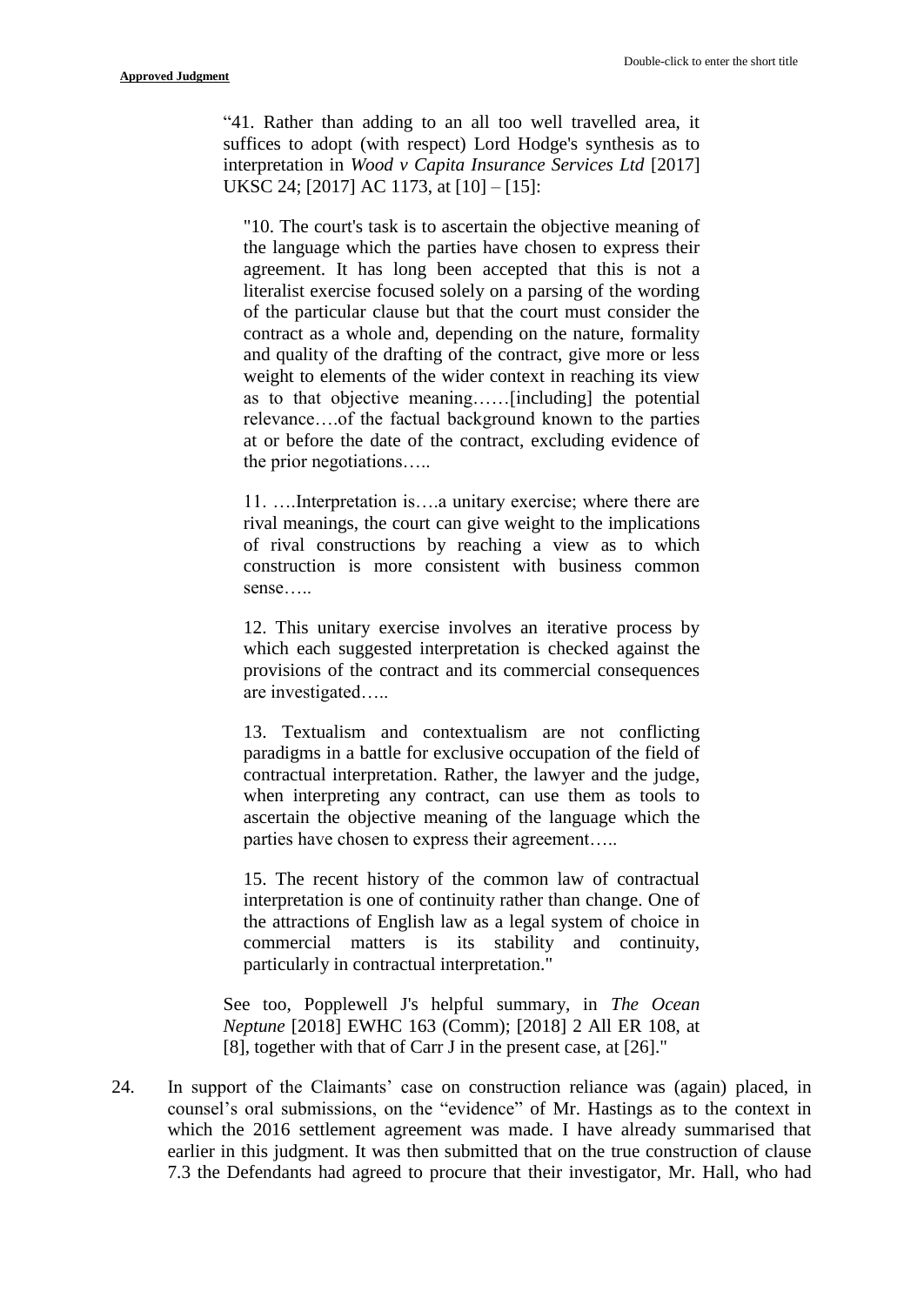> "41. Rather than adding to an all too well travelled area, it suffices to adopt (with respect) Lord Hodge's synthesis as to interpretation in *Wood v Capita Insurance Services Ltd* [2017] UKSC 24; [2017] AC 1173, at [10] – [15]:
>
> > "10. The court's task is to ascertain the objective meaning of the language which the parties have chosen to express their agreement. It has long been accepted that this is not a literalist exercise focused solely on a parsing of the wording of the particular clause but that the court must consider the contract as a whole and, depending on the nature, formality and quality of the drafting of the contract, give more or less weight to elements of the wider context in reaching its view as to that objective meaning……[including] the potential relevance….of the factual background known to the parties at or before the date of the contract, excluding evidence of the prior negotiations…..
> >
> > 11. ….Interpretation is….a unitary exercise; where there are rival meanings, the court can give weight to the implications of rival constructions by reaching a view as to which construction is more consistent with business common sense…..
> >
> > 12. This unitary exercise involves an iterative process by which each suggested interpretation is checked against the provisions of the contract and its commercial consequences are investigated…..
> >
> > 13. Textualism and contextualism are not conflicting paradigms in a battle for exclusive occupation of the field of contractual interpretation. Rather, the lawyer and the judge, when interpreting any contract, can use them as tools to ascertain the objective meaning of the language which the parties have chosen to express their agreement…..
> >
> > 15. The recent history of the common law of contractual interpretation is one of continuity rather than change. One of the attractions of English law as a legal system of choice in commercial matters is its stability and continuity, particularly in contractual interpretation."
>
> See too, Popplewell J's helpful summary, in *The Ocean Neptune* [2018] EWHC 163 (Comm); [2018] 2 All ER 108, at [8], together with that of Carr J in the present case, at [26]."

24. In support of the Claimants' case on construction reliance was (again) placed, in counsel's oral submissions, on the "evidence" of Mr. Hastings as to the context in which the 2016 settlement agreement was made. I have already summarised that earlier in this judgment. It was then submitted that on the true construction of clause 7.3 the Defendants had agreed to procure that their investigator, Mr. Hall, who had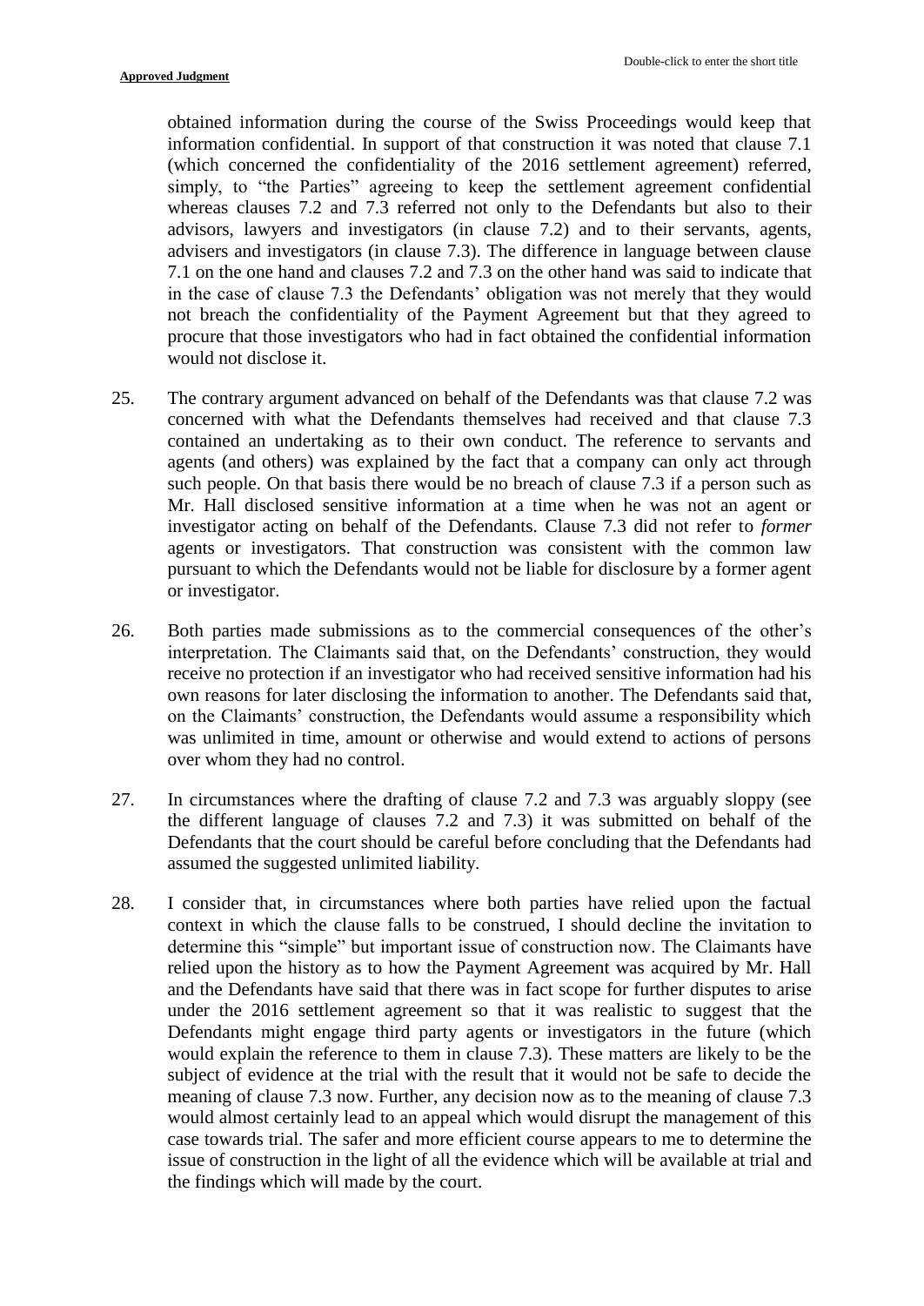obtained information during the course of the Swiss Proceedings would keep that information confidential. In support of that construction it was noted that clause 7.1 (which concerned the confidentiality of the 2016 settlement agreement) referred, simply, to "the Parties" agreeing to keep the settlement agreement confidential whereas clauses 7.2 and 7.3 referred not only to the Defendants but also to their advisors, lawyers and investigators (in clause 7.2) and to their servants, agents, advisers and investigators (in clause 7.3). The difference in language between clause 7.1 on the one hand and clauses 7.2 and 7.3 on the other hand was said to indicate that in the case of clause 7.3 the Defendants' obligation was not merely that they would not breach the confidentiality of the Payment Agreement but that they agreed to procure that those investigators who had in fact obtained the confidential information would not disclose it.

25. The contrary argument advanced on behalf of the Defendants was that clause 7.2 was concerned with what the Defendants themselves had received and that clause 7.3 contained an undertaking as to their own conduct. The reference to servants and agents (and others) was explained by the fact that a company can only act through such people. On that basis there would be no breach of clause 7.3 if a person such as Mr. Hall disclosed sensitive information at a time when he was not an agent or investigator acting on behalf of the Defendants. Clause 7.3 did not refer to *former* agents or investigators. That construction was consistent with the common law pursuant to which the Defendants would not be liable for disclosure by a former agent or investigator.

26. Both parties made submissions as to the commercial consequences of the other's interpretation. The Claimants said that, on the Defendants' construction, they would receive no protection if an investigator who had received sensitive information had his own reasons for later disclosing the information to another. The Defendants said that, on the Claimants' construction, the Defendants would assume a responsibility which was unlimited in time, amount or otherwise and would extend to actions of persons over whom they had no control.

27. In circumstances where the drafting of clause 7.2 and 7.3 was arguably sloppy (see the different language of clauses 7.2 and 7.3) it was submitted on behalf of the Defendants that the court should be careful before concluding that the Defendants had assumed the suggested unlimited liability.

28. I consider that, in circumstances where both parties have relied upon the factual context in which the clause falls to be construed, I should decline the invitation to determine this "simple" but important issue of construction now. The Claimants have relied upon the history as to how the Payment Agreement was acquired by Mr. Hall and the Defendants have said that there was in fact scope for further disputes to arise under the 2016 settlement agreement so that it was realistic to suggest that the Defendants might engage third party agents or investigators in the future (which would explain the reference to them in clause 7.3). These matters are likely to be the subject of evidence at the trial with the result that it would not be safe to decide the meaning of clause 7.3 now. Further, any decision now as to the meaning of clause 7.3 would almost certainly lead to an appeal which would disrupt the management of this case towards trial. The safer and more efficient course appears to me to determine the issue of construction in the light of all the evidence which will be available at trial and the findings which will made by the court.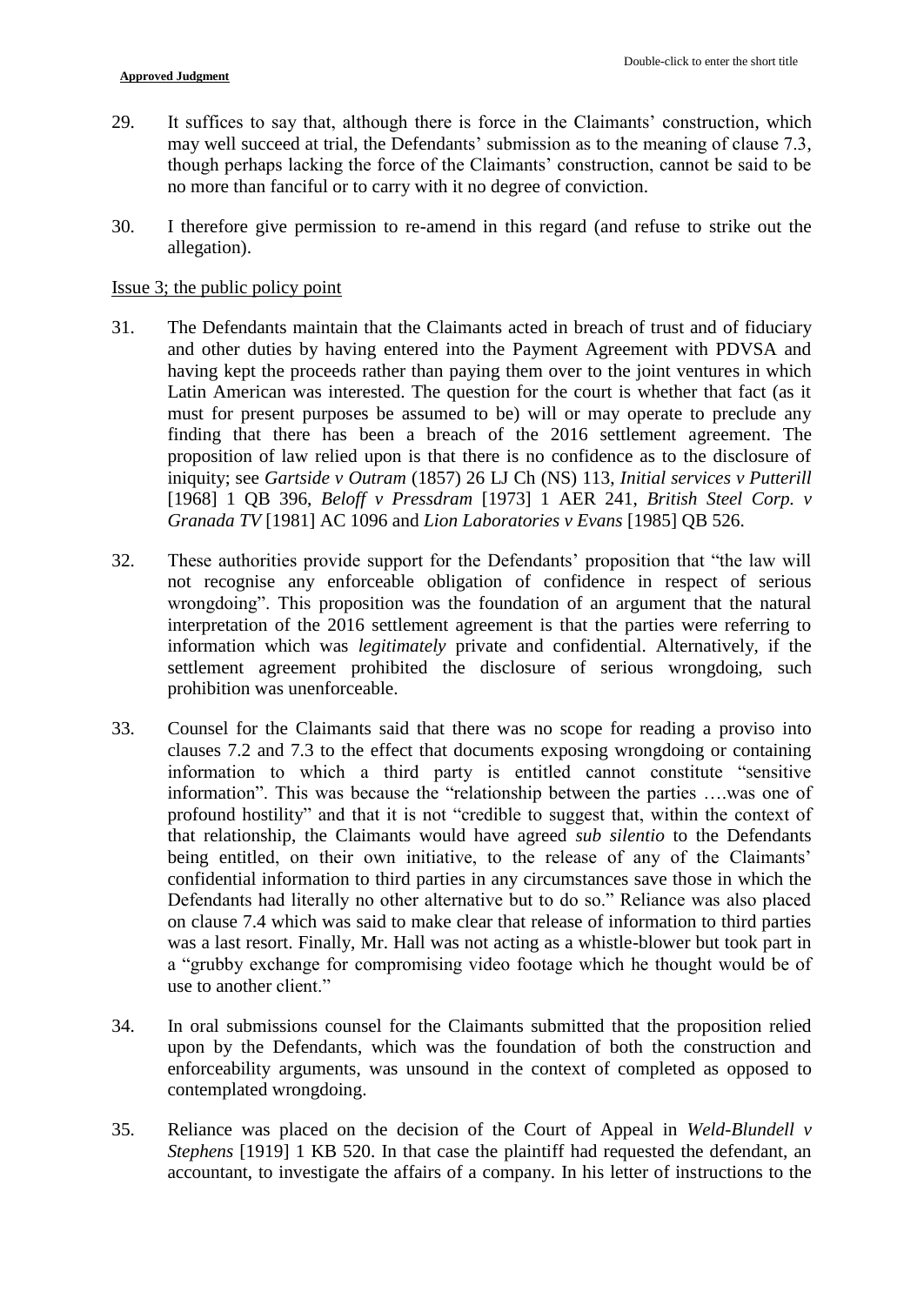29. It suffices to say that, although there is force in the Claimants' construction, which may well succeed at trial, the Defendants' submission as to the meaning of clause 7.3, though perhaps lacking the force of the Claimants' construction, cannot be said to be no more than fanciful or to carry with it no degree of conviction.

30. I therefore give permission to re-amend in this regard (and refuse to strike out the allegation).

Issue 3; the public policy point

31. The Defendants maintain that the Claimants acted in breach of trust and of fiduciary and other duties by having entered into the Payment Agreement with PDVSA and having kept the proceeds rather than paying them over to the joint ventures in which Latin American was interested. The question for the court is whether that fact (as it must for present purposes be assumed to be) will or may operate to preclude any finding that there has been a breach of the 2016 settlement agreement. The proposition of law relied upon is that there is no confidence as to the disclosure of iniquity; see *Gartside v Outram* (1857) 26 LJ Ch (NS) 113, *Initial services v Putterill* [1968] 1 QB 396, *Beloff v Pressdram* [1973] 1 AER 241, *British Steel Corp. v Granada TV* [1981] AC 1096 and *Lion Laboratories v Evans* [1985] QB 526.

32. These authorities provide support for the Defendants' proposition that "the law will not recognise any enforceable obligation of confidence in respect of serious wrongdoing". This proposition was the foundation of an argument that the natural interpretation of the 2016 settlement agreement is that the parties were referring to information which was *legitimately* private and confidential. Alternatively, if the settlement agreement prohibited the disclosure of serious wrongdoing, such prohibition was unenforceable.

33. Counsel for the Claimants said that there was no scope for reading a proviso into clauses 7.2 and 7.3 to the effect that documents exposing wrongdoing or containing information to which a third party is entitled cannot constitute "sensitive information". This was because the "relationship between the parties ….was one of profound hostility" and that it is not "credible to suggest that, within the context of that relationship, the Claimants would have agreed *sub silentio* to the Defendants being entitled, on their own initiative, to the release of any of the Claimants' confidential information to third parties in any circumstances save those in which the Defendants had literally no other alternative but to do so." Reliance was also placed on clause 7.4 which was said to make clear that release of information to third parties was a last resort. Finally, Mr. Hall was not acting as a whistle-blower but took part in a "grubby exchange for compromising video footage which he thought would be of use to another client."

34. In oral submissions counsel for the Claimants submitted that the proposition relied upon by the Defendants, which was the foundation of both the construction and enforceability arguments, was unsound in the context of completed as opposed to contemplated wrongdoing.

35. Reliance was placed on the decision of the Court of Appeal in *Weld-Blundell v Stephens* [1919] 1 KB 520. In that case the plaintiff had requested the defendant, an accountant, to investigate the affairs of a company. In his letter of instructions to the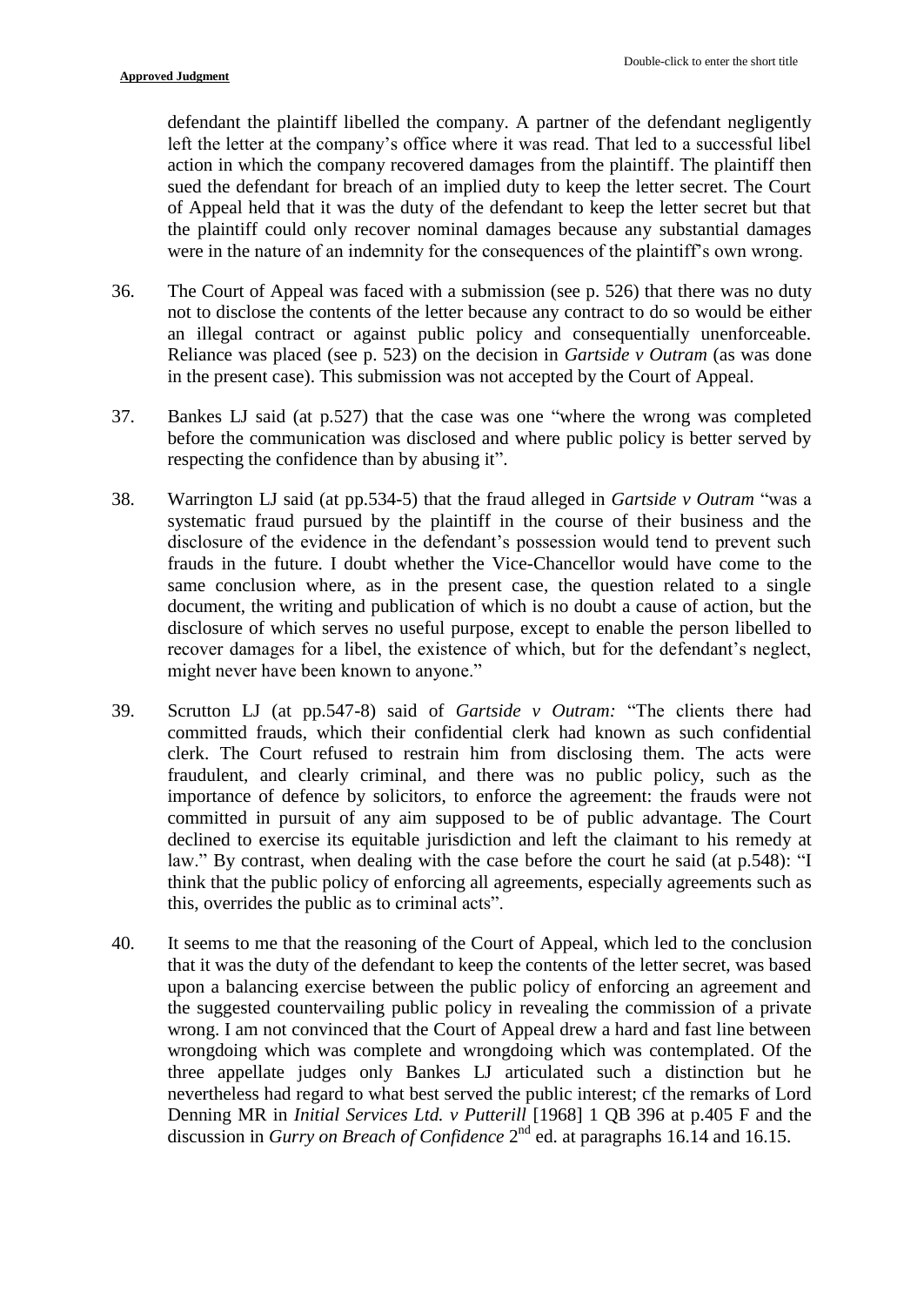defendant the plaintiff libelled the company. A partner of the defendant negligently left the letter at the company's office where it was read. That led to a successful libel action in which the company recovered damages from the plaintiff. The plaintiff then sued the defendant for breach of an implied duty to keep the letter secret. The Court of Appeal held that it was the duty of the defendant to keep the letter secret but that the plaintiff could only recover nominal damages because any substantial damages were in the nature of an indemnity for the consequences of the plaintiff's own wrong.

36. The Court of Appeal was faced with a submission (see p. 526) that there was no duty not to disclose the contents of the letter because any contract to do so would be either an illegal contract or against public policy and consequentially unenforceable. Reliance was placed (see p. 523) on the decision in *Gartside v Outram* (as was done in the present case). This submission was not accepted by the Court of Appeal.

37. Bankes LJ said (at p.527) that the case was one "where the wrong was completed before the communication was disclosed and where public policy is better served by respecting the confidence than by abusing it".

38. Warrington LJ said (at pp.534-5) that the fraud alleged in *Gartside v Outram* "was a systematic fraud pursued by the plaintiff in the course of their business and the disclosure of the evidence in the defendant's possession would tend to prevent such frauds in the future. I doubt whether the Vice-Chancellor would have come to the same conclusion where, as in the present case, the question related to a single document, the writing and publication of which is no doubt a cause of action, but the disclosure of which serves no useful purpose, except to enable the person libelled to recover damages for a libel, the existence of which, but for the defendant's neglect, might never have been known to anyone."

39. Scrutton LJ (at pp.547-8) said of *Gartside v Outram:* "The clients there had committed frauds, which their confidential clerk had known as such confidential clerk. The Court refused to restrain him from disclosing them. The acts were fraudulent, and clearly criminal, and there was no public policy, such as the importance of defence by solicitors, to enforce the agreement: the frauds were not committed in pursuit of any aim supposed to be of public advantage. The Court declined to exercise its equitable jurisdiction and left the claimant to his remedy at law." By contrast, when dealing with the case before the court he said (at p.548): "I think that the public policy of enforcing all agreements, especially agreements such as this, overrides the public as to criminal acts".

40. It seems to me that the reasoning of the Court of Appeal, which led to the conclusion that it was the duty of the defendant to keep the contents of the letter secret, was based upon a balancing exercise between the public policy of enforcing an agreement and the suggested countervailing public policy in revealing the commission of a private wrong. I am not convinced that the Court of Appeal drew a hard and fast line between wrongdoing which was complete and wrongdoing which was contemplated. Of the three appellate judges only Bankes LJ articulated such a distinction but he nevertheless had regard to what best served the public interest; cf the remarks of Lord Denning MR in *Initial Services Ltd. v Putterill* [1968] 1 QB 396 at p.405 F and the discussion in *Gurry on Breach of Confidence* 2nd ed. at paragraphs 16.14 and 16.15.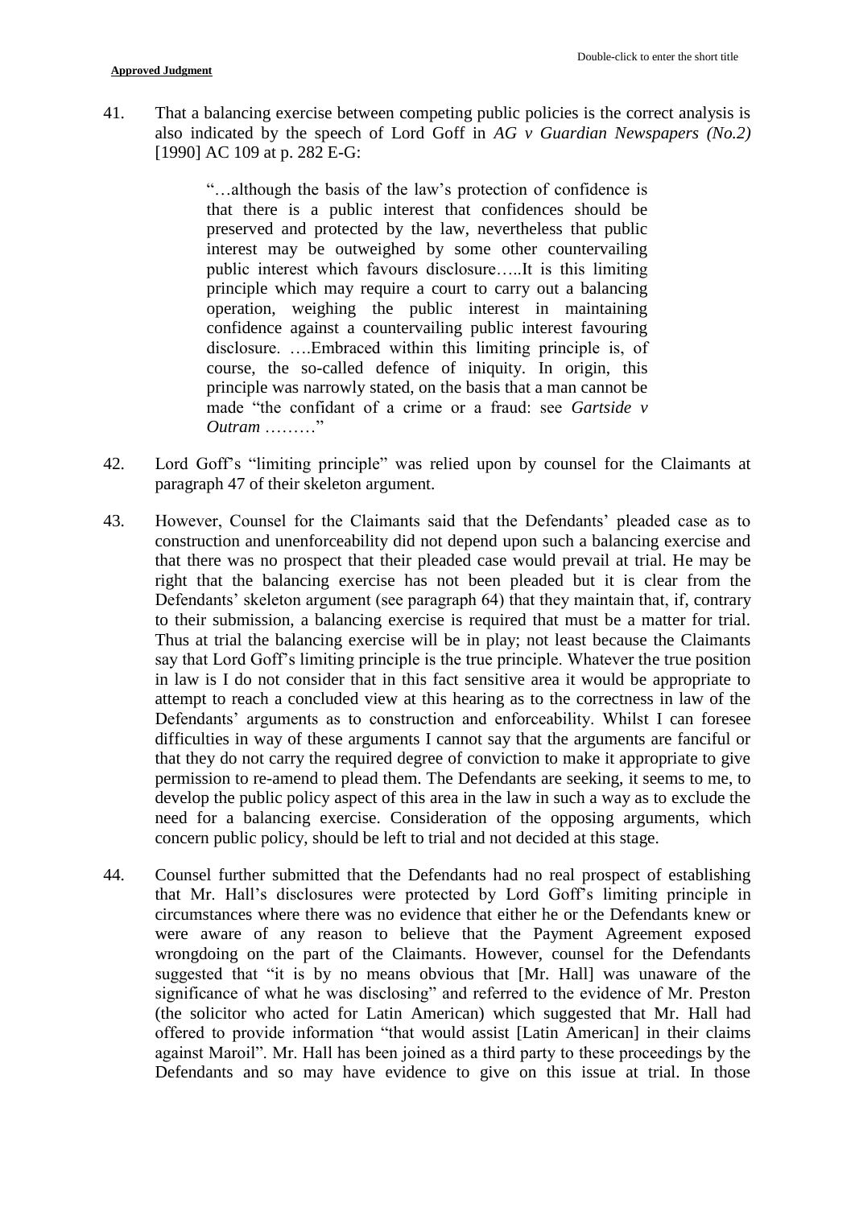41. That a balancing exercise between competing public policies is the correct analysis is also indicated by the speech of Lord Goff in *AG v Guardian Newspapers (No.2)* [1990] AC 109 at p. 282 E-G:

> "…although the basis of the law's protection of confidence is that there is a public interest that confidences should be preserved and protected by the law, nevertheless that public interest may be outweighed by some other countervailing public interest which favours disclosure…..It is this limiting principle which may require a court to carry out a balancing operation, weighing the public interest in maintaining confidence against a countervailing public interest favouring disclosure. ….Embraced within this limiting principle is, of course, the so-called defence of iniquity. In origin, this principle was narrowly stated, on the basis that a man cannot be made "the confidant of a crime or a fraud: see *Gartside v Outram* ………"

42. Lord Goff's "limiting principle" was relied upon by counsel for the Claimants at paragraph 47 of their skeleton argument.

43. However, Counsel for the Claimants said that the Defendants' pleaded case as to construction and unenforceability did not depend upon such a balancing exercise and that there was no prospect that their pleaded case would prevail at trial. He may be right that the balancing exercise has not been pleaded but it is clear from the Defendants' skeleton argument (see paragraph 64) that they maintain that, if, contrary to their submission, a balancing exercise is required that must be a matter for trial. Thus at trial the balancing exercise will be in play; not least because the Claimants say that Lord Goff's limiting principle is the true principle. Whatever the true position in law is I do not consider that in this fact sensitive area it would be appropriate to attempt to reach a concluded view at this hearing as to the correctness in law of the Defendants' arguments as to construction and enforceability. Whilst I can foresee difficulties in way of these arguments I cannot say that the arguments are fanciful or that they do not carry the required degree of conviction to make it appropriate to give permission to re-amend to plead them. The Defendants are seeking, it seems to me, to develop the public policy aspect of this area in the law in such a way as to exclude the need for a balancing exercise. Consideration of the opposing arguments, which concern public policy, should be left to trial and not decided at this stage.

44. Counsel further submitted that the Defendants had no real prospect of establishing that Mr. Hall's disclosures were protected by Lord Goff's limiting principle in circumstances where there was no evidence that either he or the Defendants knew or were aware of any reason to believe that the Payment Agreement exposed wrongdoing on the part of the Claimants. However, counsel for the Defendants suggested that "it is by no means obvious that [Mr. Hall] was unaware of the significance of what he was disclosing" and referred to the evidence of Mr. Preston (the solicitor who acted for Latin American) which suggested that Mr. Hall had offered to provide information "that would assist [Latin American] in their claims against Maroil". Mr. Hall has been joined as a third party to these proceedings by the Defendants and so may have evidence to give on this issue at trial. In those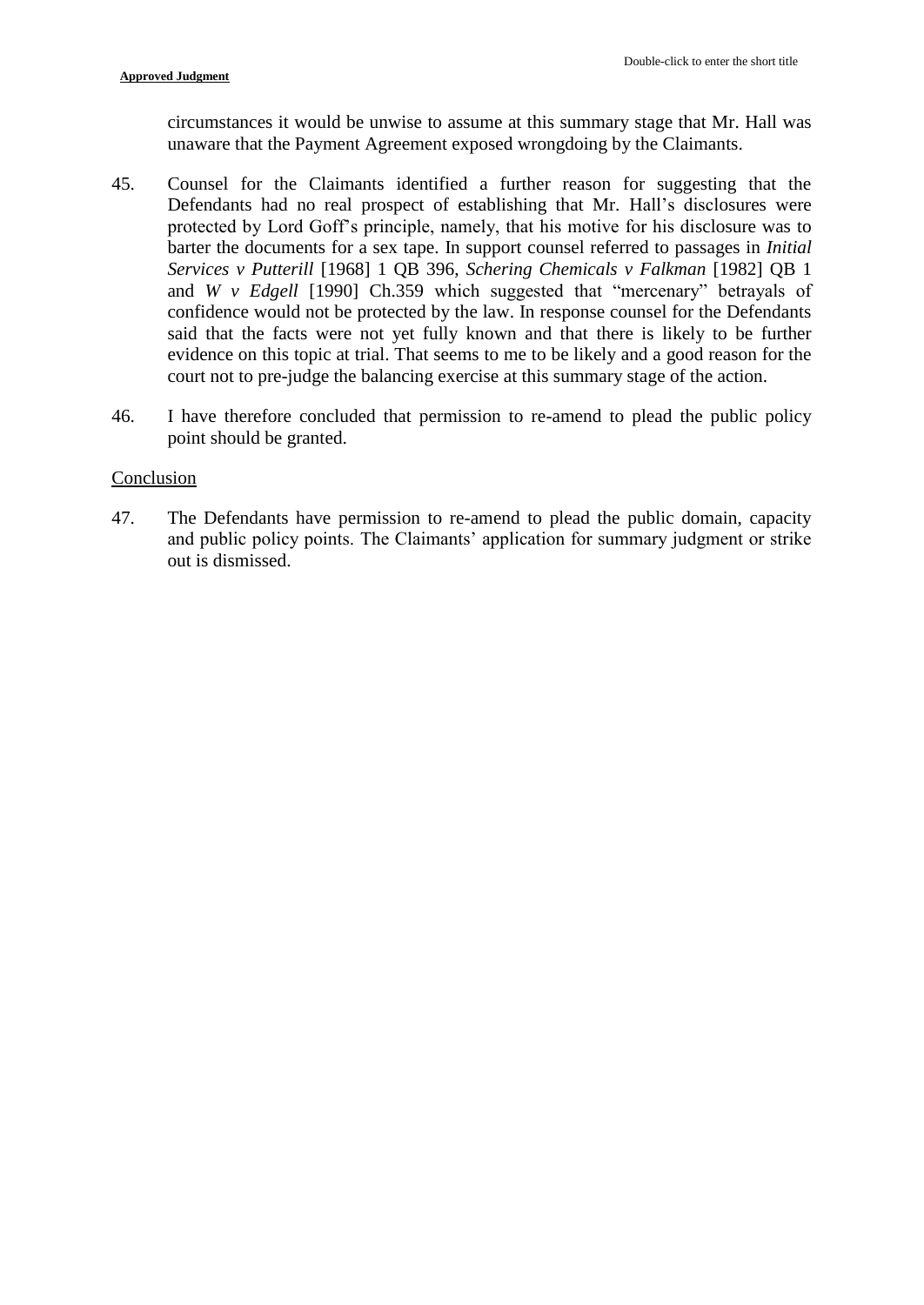circumstances it would be unwise to assume at this summary stage that Mr. Hall was unaware that the Payment Agreement exposed wrongdoing by the Claimants.

45. Counsel for the Claimants identified a further reason for suggesting that the Defendants had no real prospect of establishing that Mr. Hall's disclosures were protected by Lord Goff's principle, namely, that his motive for his disclosure was to barter the documents for a sex tape. In support counsel referred to passages in *Initial Services v Putterill* [1968] 1 QB 396, *Schering Chemicals v Falkman* [1982] QB 1 and *W v Edgell* [1990] Ch.359 which suggested that "mercenary" betrayals of confidence would not be protected by the law. In response counsel for the Defendants said that the facts were not yet fully known and that there is likely to be further evidence on this topic at trial. That seems to me to be likely and a good reason for the court not to pre-judge the balancing exercise at this summary stage of the action.

46. I have therefore concluded that permission to re-amend to plead the public policy point should be granted.

## Conclusion

47. The Defendants have permission to re-amend to plead the public domain, capacity and public policy points. The Claimants' application for summary judgment or strike out is dismissed.